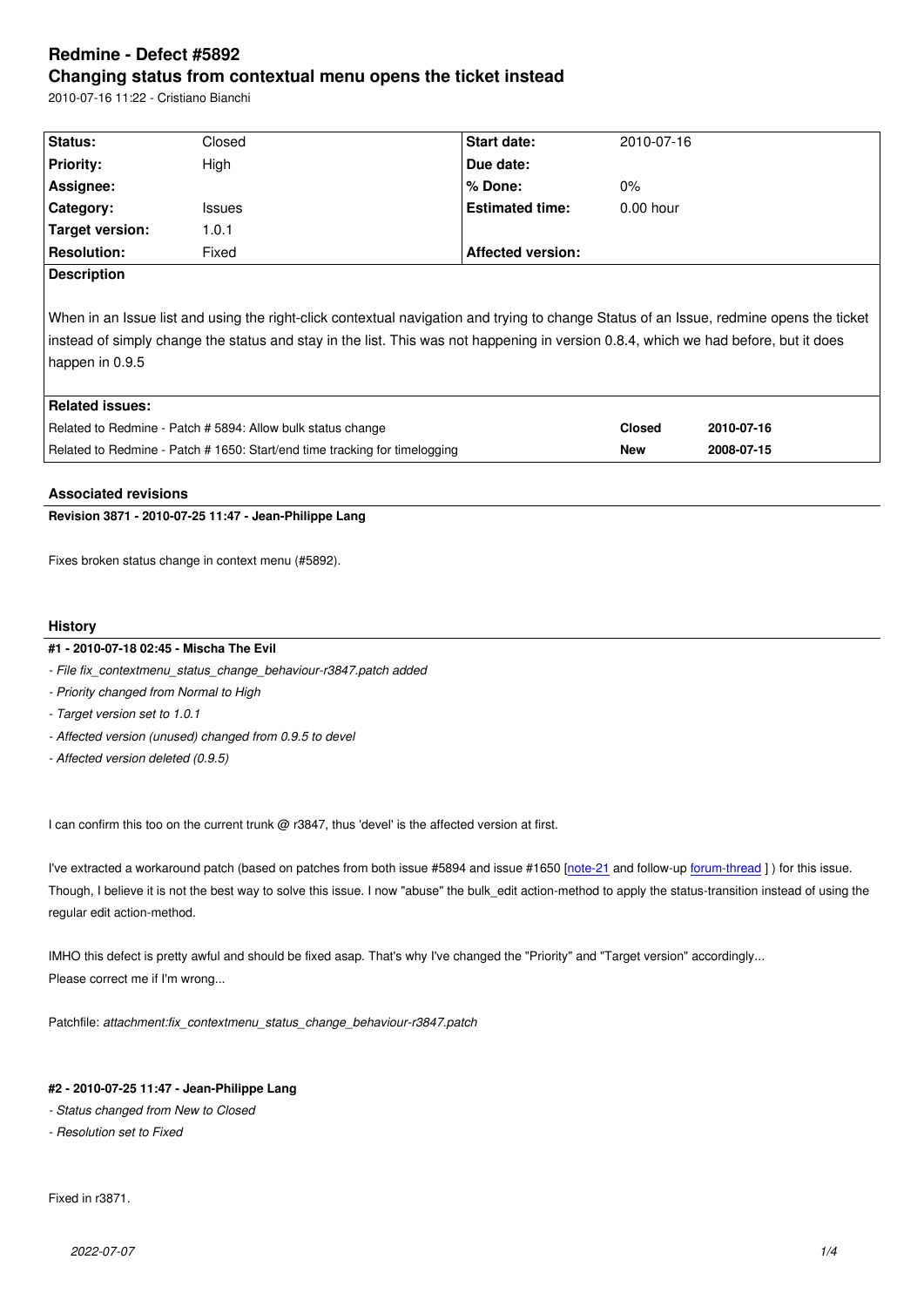# Redmine - Defect #5892
## Changing status from contextual menu opens the ticket instead

2010-07-16 11:22 - Cristiano Bianchi

| | | | |
|---|---|---|---|
| **Status:** | Closed | **Start date:** | 2010-07-16 |
| **Priority:** | High | **Due date:** | |
| **Assignee:** | | **% Done:** | 0% |
| **Category:** | Issues | **Estimated time:** | 0.00 hour |
| **Target version:** | 1.0.1 | | |
| **Resolution:** | Fixed | **Affected version:** | |

**Description**

When in an Issue list and using the right-click contextual navigation and trying to change Status of an Issue, redmine opens the ticket instead of simply change the status and stay in the list. This was not happening in version 0.8.4, which we had before, but it does happen in 0.9.5

**Related issues:**

| | | |
|---|---|---|
| Related to Redmine - Patch # 5894: Allow bulk status change | **Closed** | **2010-07-16** |
| Related to Redmine - Patch # 1650: Start/end time tracking for timelogging | **New** | **2008-07-15** |

### Associated revisions

**Revision 3871 - 2010-07-25 11:47 - Jean-Philippe Lang**

Fixes broken status change in context menu (#5892).

### History

**#1 - 2010-07-18 02:45 - Mischa The Evil**

- *File fix_contextmenu_status_change_behaviour-r3847.patch added*
- *Priority changed from Normal to High*
- *Target version set to 1.0.1*
- *Affected version (unused) changed from 0.9.5 to devel*
- *Affected version deleted (0.9.5)*

I can confirm this too on the current trunk @ r3847, thus 'devel' is the affected version at first.

I've extracted a workaround patch (based on patches from both issue #5894 and issue #1650 [note-21 and follow-up forum-thread ] ) for this issue. Though, I believe it is not the best way to solve this issue. I now "abuse" the bulk_edit action-method to apply the status-transition instead of using the regular edit action-method.

IMHO this defect is pretty awful and should be fixed asap. That's why I've changed the "Priority" and "Target version" accordingly...
Please correct me if I'm wrong...

Patchfile: *attachment:fix_contextmenu_status_change_behaviour-r3847.patch*

**#2 - 2010-07-25 11:47 - Jean-Philippe Lang**

- *Status changed from New to Closed*
- *Resolution set to Fixed*

Fixed in r3871.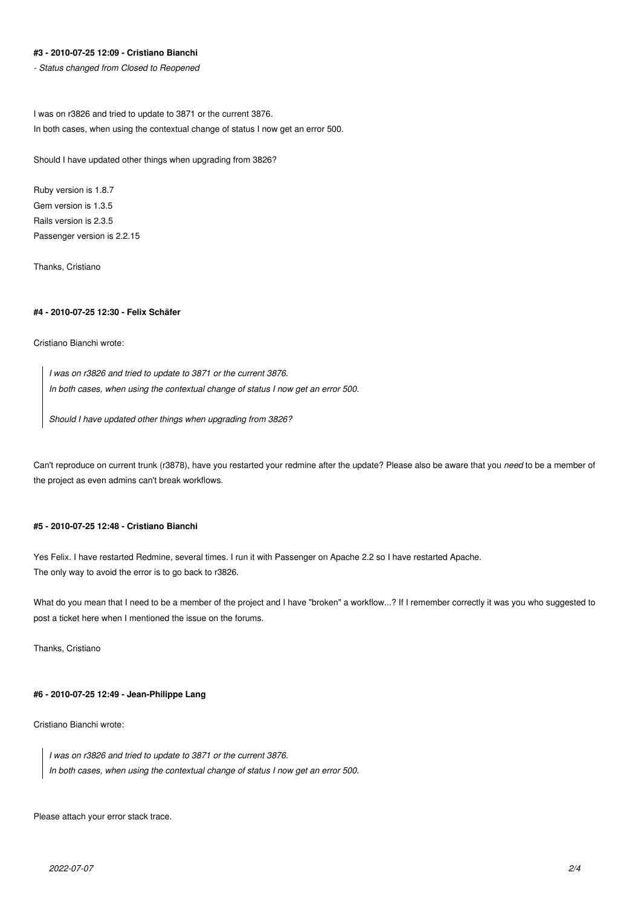#### #3 - 2010-07-25 12:09 - Cristiano Bianchi

*- Status changed from Closed to Reopened*

I was on r3826 and tried to update to 3871 or the current 3876.
In both cases, when using the contextual change of status I now get an error 500.

Should I have updated other things when upgrading from 3826?

Ruby version is 1.8.7
Gem version is 1.3.5
Rails version is 2.3.5
Passenger version is 2.2.15

Thanks, Cristiano

#### #4 - 2010-07-25 12:30 - Felix Schäfer

Cristiano Bianchi wrote:

> *I was on r3826 and tried to update to 3871 or the current 3876.*
> *In both cases, when using the contextual change of status I now get an error 500.*
>
> *Should I have updated other things when upgrading from 3826?*

Can't reproduce on current trunk (r3878), have you restarted your redmine after the update? Please also be aware that you *need* to be a member of the project as even admins can't break workflows.

#### #5 - 2010-07-25 12:48 - Cristiano Bianchi

Yes Felix. I have restarted Redmine, several times. I run it with Passenger on Apache 2.2 so I have restarted Apache.
The only way to avoid the error is to go back to r3826.

What do you mean that I need to be a member of the project and I have "broken" a workflow...? If I remember correctly it was you who suggested to post a ticket here when I mentioned the issue on the forums.

Thanks, Cristiano

#### #6 - 2010-07-25 12:49 - Jean-Philippe Lang

Cristiano Bianchi wrote:

> *I was on r3826 and tried to update to 3871 or the current 3876.*
> *In both cases, when using the contextual change of status I now get an error 500.*

Please attach your error stack trace.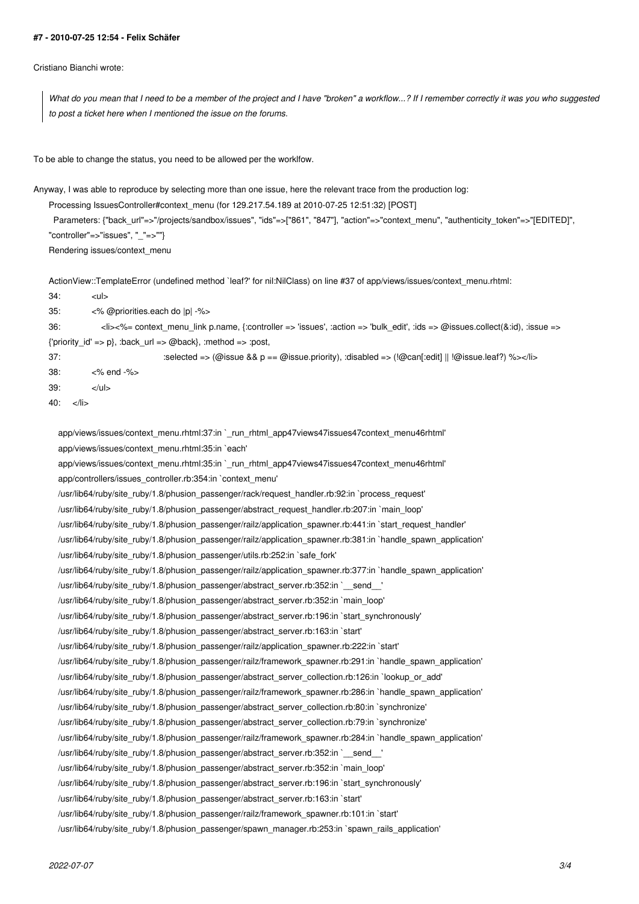#### #7 - 2010-07-25 12:54 - Felix Schäfer

Cristiano Bianchi wrote:

> *What do you mean that I need to be a member of the project and I have "broken" a workflow...? If I remember correctly it was you who suggested to post a ticket here when I mentioned the issue on the forums.*

To be able to change the status, you need to be allowed per the worklfow.

Anyway, I was able to reproduce by selecting more than one issue, here the relevant trace from the production log:

```
Processing IssuesController#context_menu (for 129.217.54.189 at 2010-07-25 12:51:32) [POST]
  Parameters: {"back_url"=>"/projects/sandbox/issues", "ids"=>["861", "847"], "action"=>"context_menu", "authenticity_token"=>"[EDITED]",
"controller"=>"issues", "_"=>""}
Rendering issues/context_menu

ActionView::TemplateError (undefined method `leaf?' for nil:NilClass) on line #37 of app/views/issues/context_menu.rhtml:
34:         <ul>
35:         <% @priorities.each do |p| -%>
36:             <li><%= context_menu_link p.name, {:controller => 'issues', :action => 'bulk_edit', :ids => @issues.collect(&:id), :issue =>
{'priority_id' => p}, :back_url => @back}, :method => :post,
37:                                 :selected => (@issue && p == @issue.priority), :disabled => (!@can[:edit] || !@issue.leaf?) %></li>
38:         <% end -%>
39:         </ul>
40:     </li>

    app/views/issues/context_menu.rhtml:37:in `_run_rhtml_app47views47issues47context_menu46rhtml'
    app/views/issues/context_menu.rhtml:35:in `each'
    app/views/issues/context_menu.rhtml:35:in `_run_rhtml_app47views47issues47context_menu46rhtml'
    app/controllers/issues_controller.rb:354:in `context_menu'
    /usr/lib64/ruby/site_ruby/1.8/phusion_passenger/rack/request_handler.rb:92:in `process_request'
    /usr/lib64/ruby/site_ruby/1.8/phusion_passenger/abstract_request_handler.rb:207:in `main_loop'
    /usr/lib64/ruby/site_ruby/1.8/phusion_passenger/railz/application_spawner.rb:441:in `start_request_handler'
    /usr/lib64/ruby/site_ruby/1.8/phusion_passenger/railz/application_spawner.rb:381:in `handle_spawn_application'
    /usr/lib64/ruby/site_ruby/1.8/phusion_passenger/utils.rb:252:in `safe_fork'
    /usr/lib64/ruby/site_ruby/1.8/phusion_passenger/railz/application_spawner.rb:377:in `handle_spawn_application'
    /usr/lib64/ruby/site_ruby/1.8/phusion_passenger/abstract_server.rb:352:in `__send__'
    /usr/lib64/ruby/site_ruby/1.8/phusion_passenger/abstract_server.rb:352:in `main_loop'
    /usr/lib64/ruby/site_ruby/1.8/phusion_passenger/abstract_server.rb:196:in `start_synchronously'
    /usr/lib64/ruby/site_ruby/1.8/phusion_passenger/abstract_server.rb:163:in `start'
    /usr/lib64/ruby/site_ruby/1.8/phusion_passenger/railz/application_spawner.rb:222:in `start'
    /usr/lib64/ruby/site_ruby/1.8/phusion_passenger/railz/framework_spawner.rb:291:in `handle_spawn_application'
    /usr/lib64/ruby/site_ruby/1.8/phusion_passenger/abstract_server_collection.rb:126:in `lookup_or_add'
    /usr/lib64/ruby/site_ruby/1.8/phusion_passenger/railz/framework_spawner.rb:286:in `handle_spawn_application'
    /usr/lib64/ruby/site_ruby/1.8/phusion_passenger/abstract_server_collection.rb:80:in `synchronize'
    /usr/lib64/ruby/site_ruby/1.8/phusion_passenger/abstract_server_collection.rb:79:in `synchronize'
    /usr/lib64/ruby/site_ruby/1.8/phusion_passenger/railz/framework_spawner.rb:284:in `handle_spawn_application'
    /usr/lib64/ruby/site_ruby/1.8/phusion_passenger/abstract_server.rb:352:in `__send__'
    /usr/lib64/ruby/site_ruby/1.8/phusion_passenger/abstract_server.rb:352:in `main_loop'
    /usr/lib64/ruby/site_ruby/1.8/phusion_passenger/abstract_server.rb:196:in `start_synchronously'
    /usr/lib64/ruby/site_ruby/1.8/phusion_passenger/abstract_server.rb:163:in `start'
    /usr/lib64/ruby/site_ruby/1.8/phusion_passenger/railz/framework_spawner.rb:101:in `start'
    /usr/lib64/ruby/site_ruby/1.8/phusion_passenger/spawn_manager.rb:253:in `spawn_rails_application'
```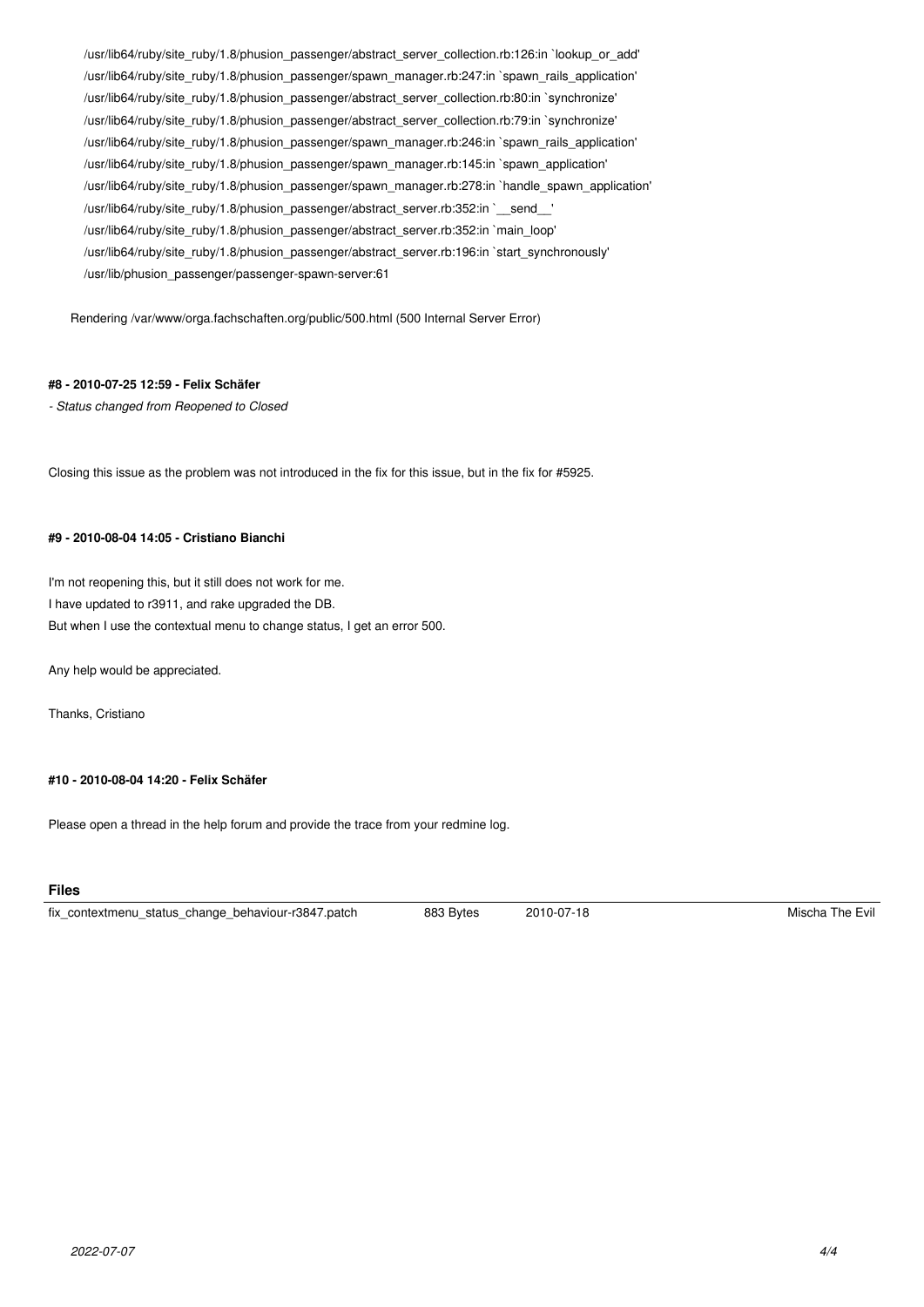```
/usr/lib64/ruby/site_ruby/1.8/phusion_passenger/abstract_server_collection.rb:126:in `lookup_or_add'
/usr/lib64/ruby/site_ruby/1.8/phusion_passenger/spawn_manager.rb:247:in `spawn_rails_application'
/usr/lib64/ruby/site_ruby/1.8/phusion_passenger/abstract_server_collection.rb:80:in `synchronize'
/usr/lib64/ruby/site_ruby/1.8/phusion_passenger/abstract_server_collection.rb:79:in `synchronize'
/usr/lib64/ruby/site_ruby/1.8/phusion_passenger/spawn_manager.rb:246:in `spawn_rails_application'
/usr/lib64/ruby/site_ruby/1.8/phusion_passenger/spawn_manager.rb:145:in `spawn_application'
/usr/lib64/ruby/site_ruby/1.8/phusion_passenger/spawn_manager.rb:278:in `handle_spawn_application'
/usr/lib64/ruby/site_ruby/1.8/phusion_passenger/abstract_server.rb:352:in `__send__'
/usr/lib64/ruby/site_ruby/1.8/phusion_passenger/abstract_server.rb:352:in `main_loop'
/usr/lib64/ruby/site_ruby/1.8/phusion_passenger/abstract_server.rb:196:in `start_synchronously'
/usr/lib/phusion_passenger/passenger-spawn-server:61

Rendering /var/www/orga.fachschaften.org/public/500.html (500 Internal Server Error)
```

#### #8 - 2010-07-25 12:59 - Felix Schäfer

*- Status changed from Reopened to Closed*

Closing this issue as the problem was not introduced in the fix for this issue, but in the fix for #5925.

#### #9 - 2010-08-04 14:05 - Cristiano Bianchi

I'm not reopening this, but it still does not work for me.
I have updated to r3911, and rake upgraded the DB.
But when I use the contextual menu to change status, I get an error 500.

Any help would be appreciated.

Thanks, Cristiano

#### #10 - 2010-08-04 14:20 - Felix Schäfer

Please open a thread in the help forum and provide the trace from your redmine log.

### Files

| | | | |
|---|---|---|---|
| fix_contextmenu_status_change_behaviour-r3847.patch | 883 Bytes | 2010-07-18 | Mischa The Evil |